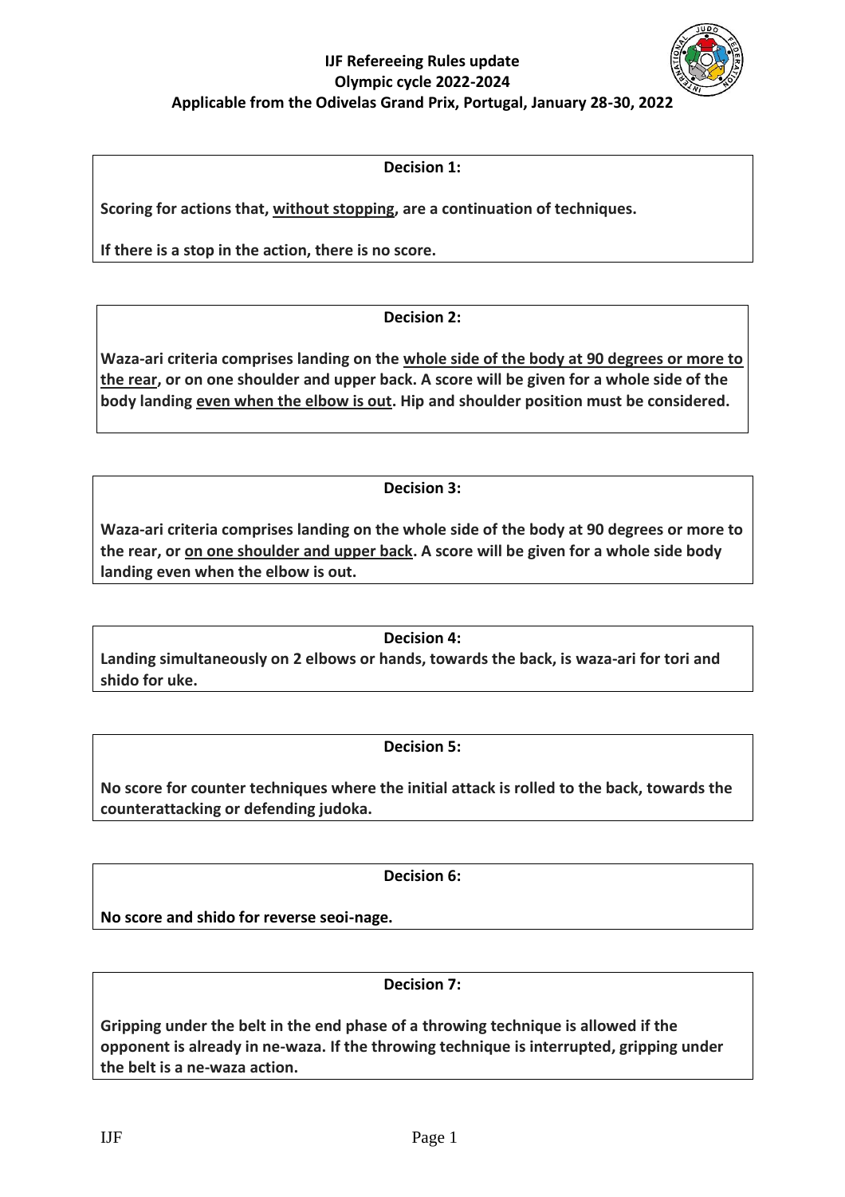**IJF Refereeing Rules update**
**Olympic cycle 2022-2024**
**Applicable from the Odivelas Grand Prix, Portugal, January 28-30, 2022**

### Decision 1:

**Scoring for actions that, <u>without stopping</u>, are a continuation of techniques.**

**If there is a stop in the action, there is no score.**

### Decision 2:

**Waza-ari criteria comprises landing on the <u>whole side of the body at 90 degrees or more to the rear</u>, or on one shoulder and upper back. A score will be given for a whole side of the body landing <u>even when the elbow is out</u>. Hip and shoulder position must be considered.**

### Decision 3:

**Waza-ari criteria comprises landing on the whole side of the body at 90 degrees or more to the rear, or <u>on one shoulder and upper back</u>. A score will be given for a whole side body landing even when the elbow is out.**

### Decision 4:

**Landing simultaneously on 2 elbows or hands, towards the back, is waza-ari for tori and shido for uke.**

### Decision 5:

**No score for counter techniques where the initial attack is rolled to the back, towards the counterattacking or defending judoka.**

### Decision 6:

**No score and shido for reverse seoi-nage.**

### Decision 7:

**Gripping under the belt in the end phase of a throwing technique is allowed if the opponent is already in ne-waza. If the throwing technique is interrupted, gripping under the belt is a ne-waza action.**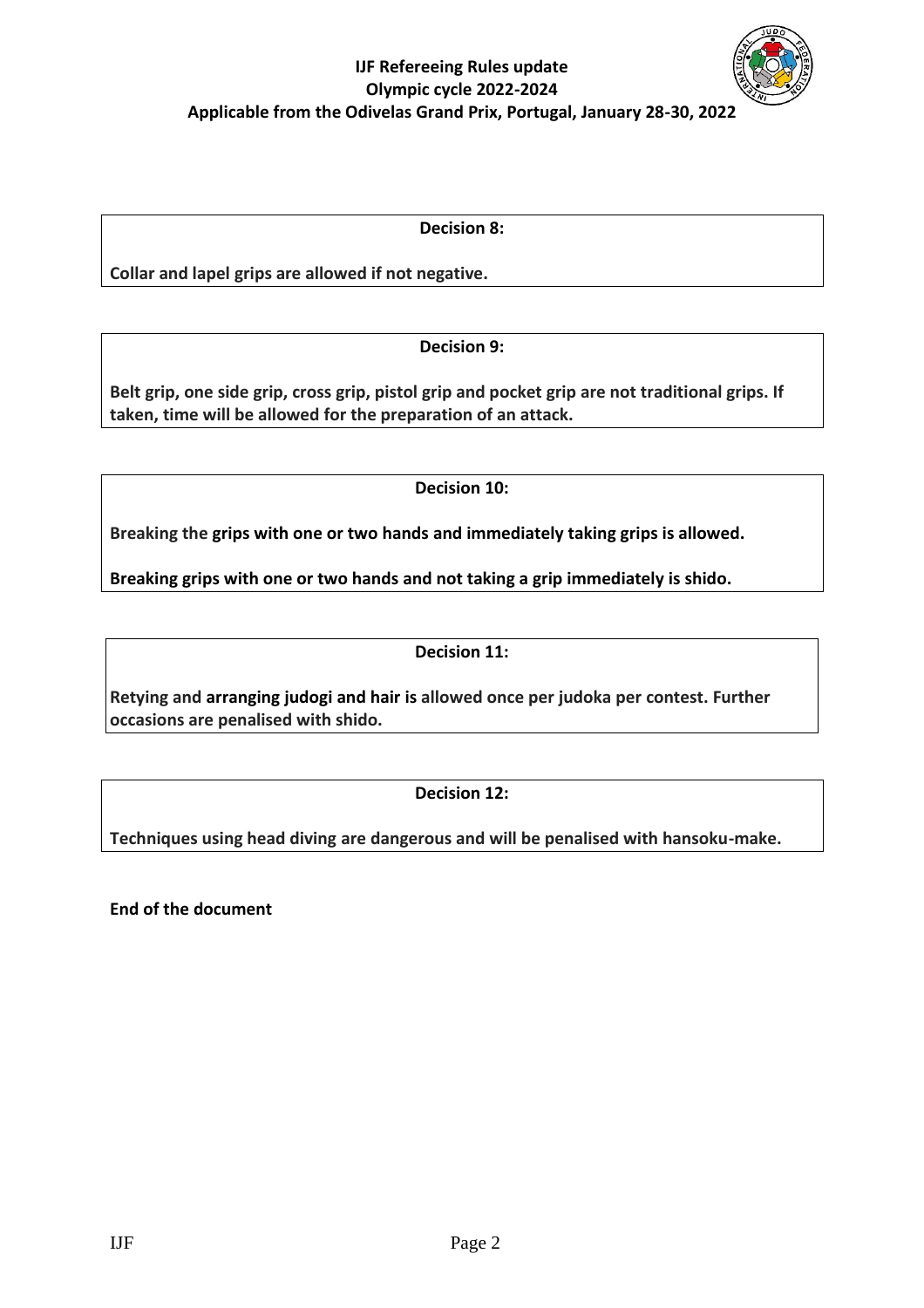**Decision 8:**

**Collar and lapel grips are allowed if not negative.**

**Decision 9:**

**Belt grip, one side grip, cross grip, pistol grip and pocket grip are not traditional grips. If taken, time will be allowed for the preparation of an attack.**

**Decision 10:**

**Breaking the grips with one or two hands and immediately taking grips is allowed.**

**Breaking grips with one or two hands and not taking a grip immediately is shido.**

**Decision 11:**

**Retying and arranging judogi and hair is allowed once per judoka per contest. Further occasions are penalised with shido.**

**Decision 12:**

**Techniques using head diving are dangerous and will be penalised with hansoku-make.**

**End of the document**